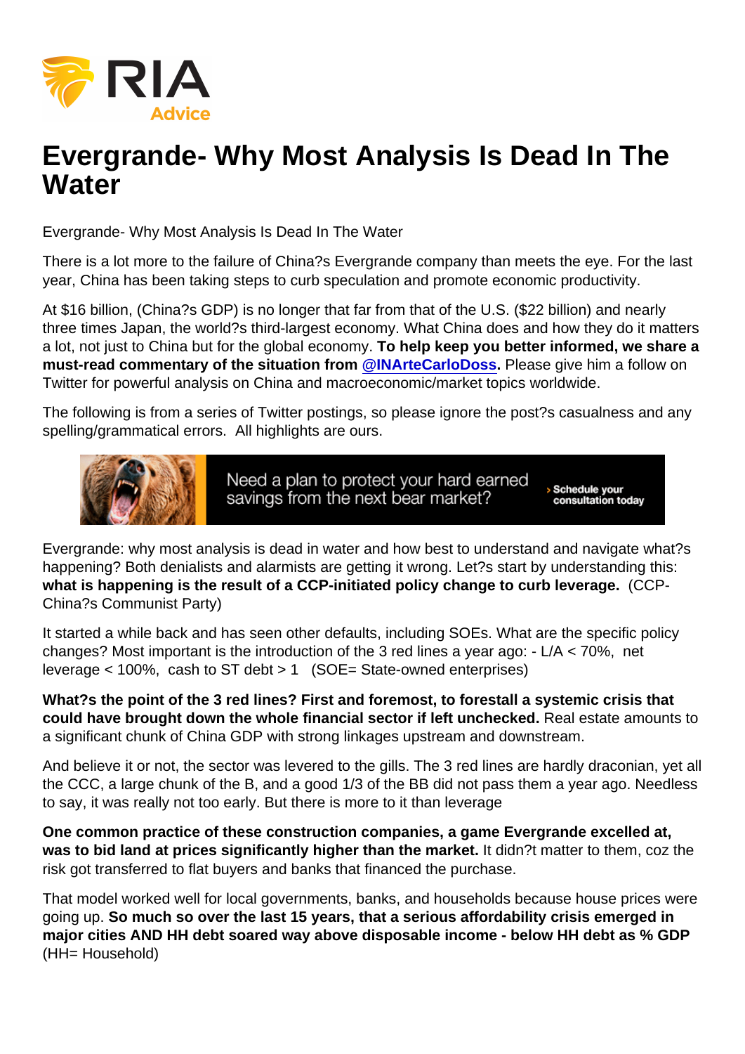# Evergrande- Why Most Analysis Is Dead In The Water

Evergrande- Why Most Analysis Is Dead In The Water

There is a lot more to the failure of China?s Evergrande company than meets the eye. For the last year, China has been taking steps to curb speculation and promote economic productivity.

At $16 billion, (China?s GDP) is no longer that far from that of the U.S. ($22 billion) and nearly three times Japan, the world?s third-largest economy. What China does and how they do it matters a lot, not just to China but for the global economy. **To help keep you better informed, we share a must-read commentary of the situation from @INArteCarloDoss.** Please give him a follow on Twitter for powerful analysis on China and macroeconomic/market topics worldwide.

The following is from a series of Twitter postings, so please ignore the post?s casualness and any spelling/grammatical errors. All highlights are ours.

Evergrande: why most analysis is dead in water and how best to understand and navigate what?s happening? Both denialists and alarmists are getting it wrong. Let?s start by understanding this: **what is happening is the result of a CCP-initiated policy change to curb leverage.** (CCP- China?s Communist Party)

It started a while back and has seen other defaults, including SOEs. What are the specific policy changes? Most important is the introduction of the 3 red lines a year ago: - L/A < 70%, net leverage < 100%, cash to ST debt > 1 (SOE= State-owned enterprises)

**What?s the point of the 3 red lines? First and foremost, to forestall a systemic crisis that could have brought down the whole financial sector if left unchecked.** Real estate amounts to a significant chunk of China GDP with strong linkages upstream and downstream.

And believe it or not, the sector was levered to the gills. The 3 red lines are hardly draconian, yet all the CCC, a large chunk of the B, and a good 1/3 of the BB did not pass them a year ago. Needless to say, it was really not too early. But there is more to it than leverage

**One common practice of these construction companies, a game Evergrande excelled at, was to bid land at prices significantly higher than the market.** It didn?t matter to them, coz the risk got transferred to flat buyers and banks that financed the purchase.

That model worked well for local governments, banks, and households because house prices were going up. **So much so over the last 15 years, that a serious affordability crisis emerged in major cities AND HH debt soared way above disposable income - below HH debt as % GDP** (HH= Household)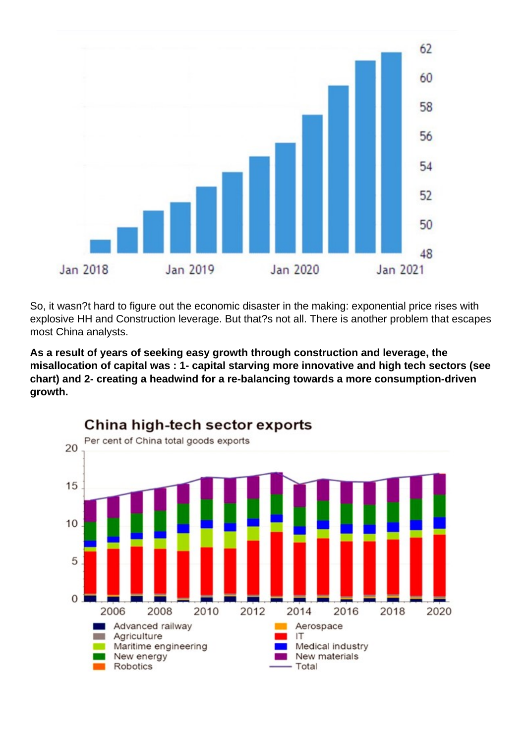So, it wasn?t hard to figure out the economic disaster in the making: exponential price rises with explosive HH and Construction leverage. But that?s not all. There is another problem that escapes most China analysts.

**As a result of years of seeking easy growth through construction and leverage, the misallocation of capital was : 1- capital starving more innovative and high tech sectors (see chart) and 2- creating a headwind for a re-balancing towards a more consumption-driven growth.**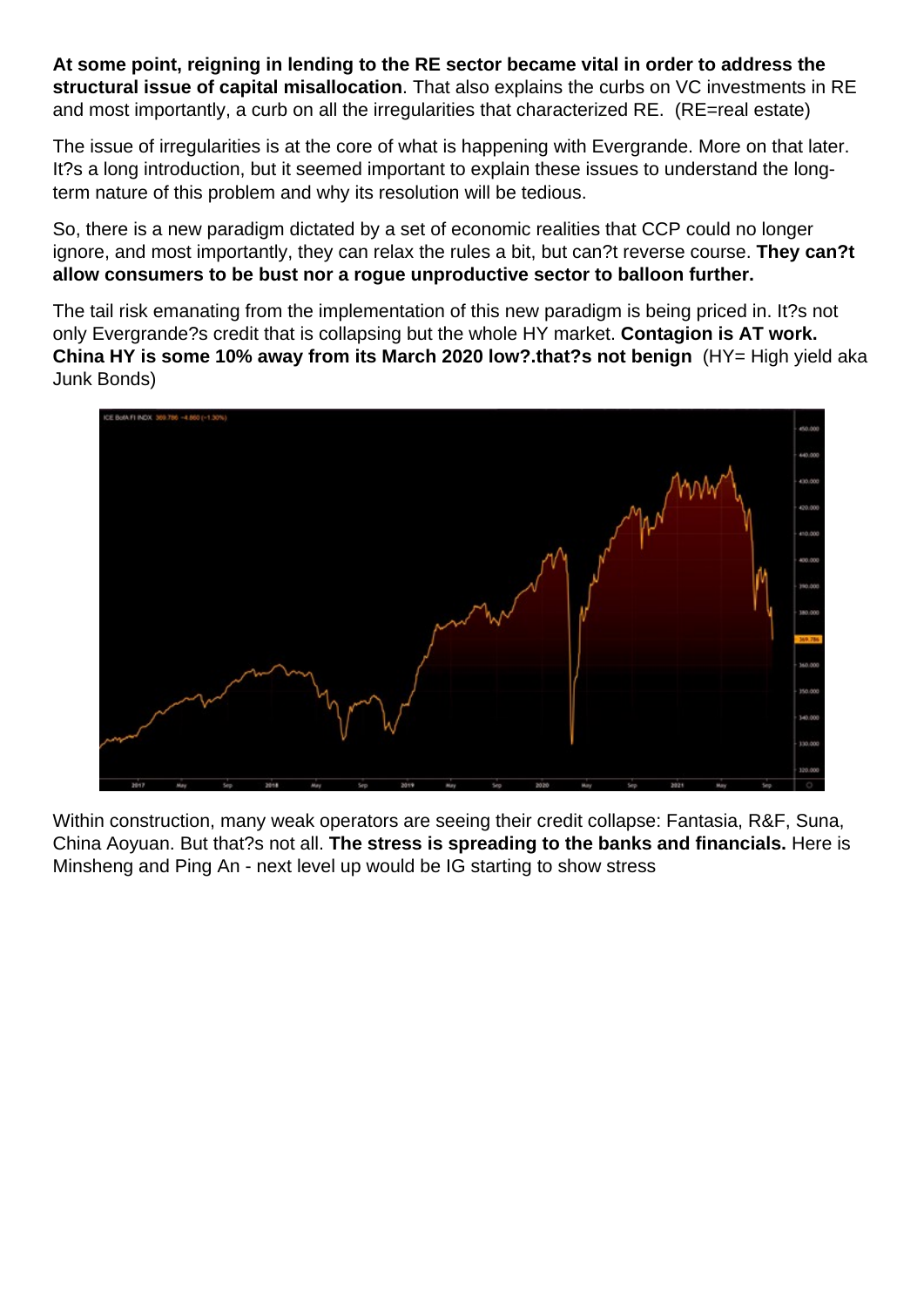**At some point, reigning in lending to the RE sector became vital in order to address the structural issue of capital misallocation**. That also explains the curbs on VC investments in RE and most importantly, a curb on all the irregularities that characterized RE.  (RE=real estate)

The issue of irregularities is at the core of what is happening with Evergrande. More on that later. It?s a long introduction, but it seemed important to explain these issues to understand the long-term nature of this problem and why its resolution will be tedious.

So, there is a new paradigm dictated by a set of economic realities that CCP could no longer ignore, and most importantly, they can relax the rules a bit, but can?t reverse course. **They can?t allow consumers to be bust nor a rogue unproductive sector to balloon further.**

The tail risk emanating from the implementation of this new paradigm is being priced in. It?s not only Evergrande?s credit that is collapsing but the whole HY market. **Contagion is AT work. China HY is some 10% away from its March 2020 low?.that?s not benign**  (HY= High yield aka Junk Bonds)

Within construction, many weak operators are seeing their credit collapse: Fantasia, R&F, Suna, China Aoyuan. But that?s not all. **The stress is spreading to the banks and financials.** Here is Minsheng and Ping An - next level up would be IG starting to show stress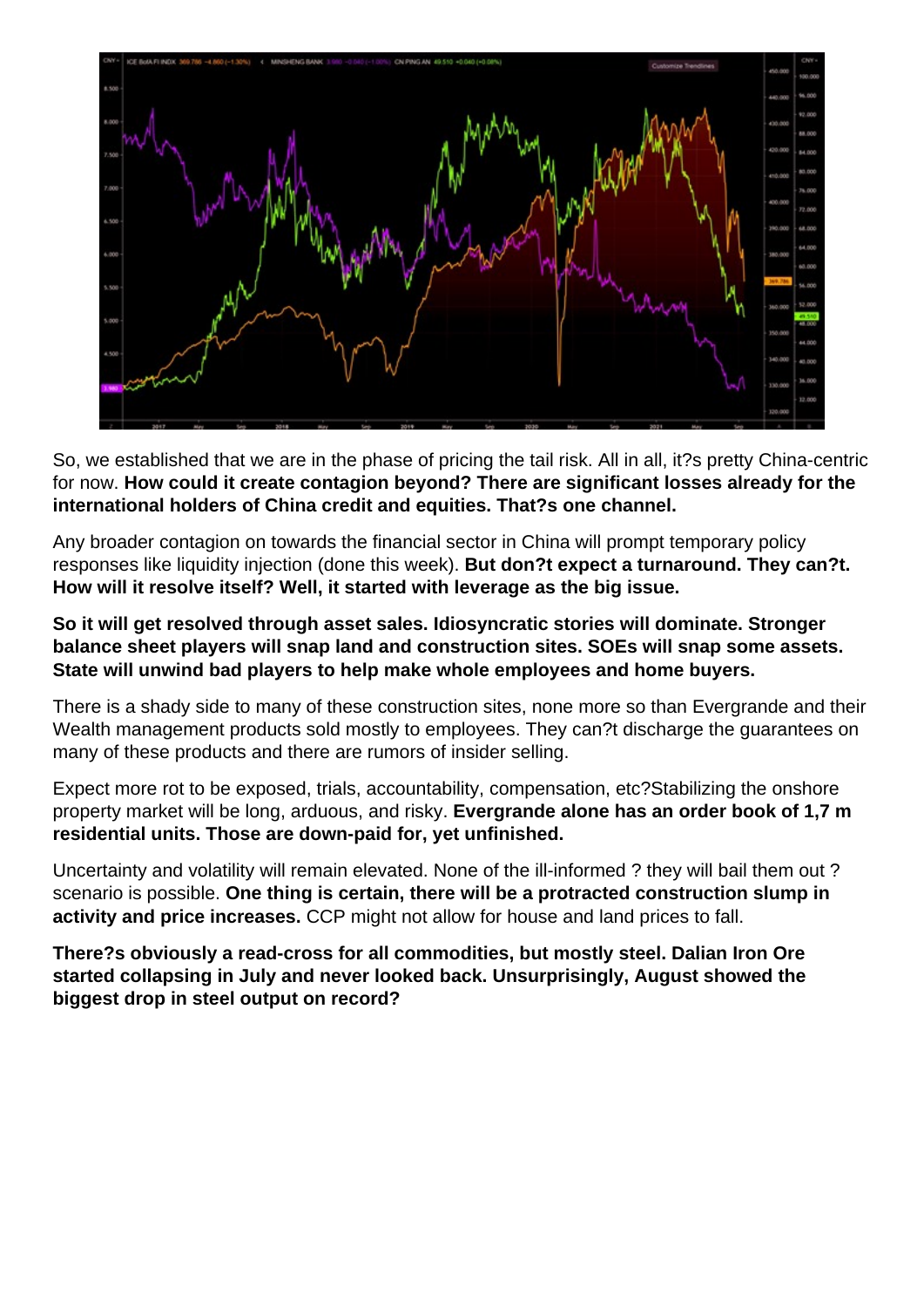So, we established that we are in the phase of pricing the tail risk. All in all, it?s pretty China-centric for now. **How could it create contagion beyond? There are significant losses already for the international holders of China credit and equities. That?s one channel.**

Any broader contagion on towards the financial sector in China will prompt temporary policy responses like liquidity injection (done this week). **But don?t expect a turnaround. They can?t. How will it resolve itself? Well, it started with leverage as the big issue.**

**So it will get resolved through asset sales. Idiosyncratic stories will dominate. Stronger balance sheet players will snap land and construction sites. SOEs will snap some assets. State will unwind bad players to help make whole employees and home buyers.**

There is a shady side to many of these construction sites, none more so than Evergrande and their Wealth management products sold mostly to employees. They can?t discharge the guarantees on many of these products and there are rumors of insider selling.

Expect more rot to be exposed, trials, accountability, compensation, etc?Stabilizing the onshore property market will be long, arduous, and risky. **Evergrande alone has an order book of 1,7 m residential units. Those are down-paid for, yet unfinished.**

Uncertainty and volatility will remain elevated. None of the ill-informed ? they will bail them out ? scenario is possible. **One thing is certain, there will be a protracted construction slump in activity and price increases.** CCP might not allow for house and land prices to fall.

**There?s obviously a read-cross for all commodities, but mostly steel. Dalian Iron Ore started collapsing in July and never looked back. Unsurprisingly, August showed the biggest drop in steel output on record?**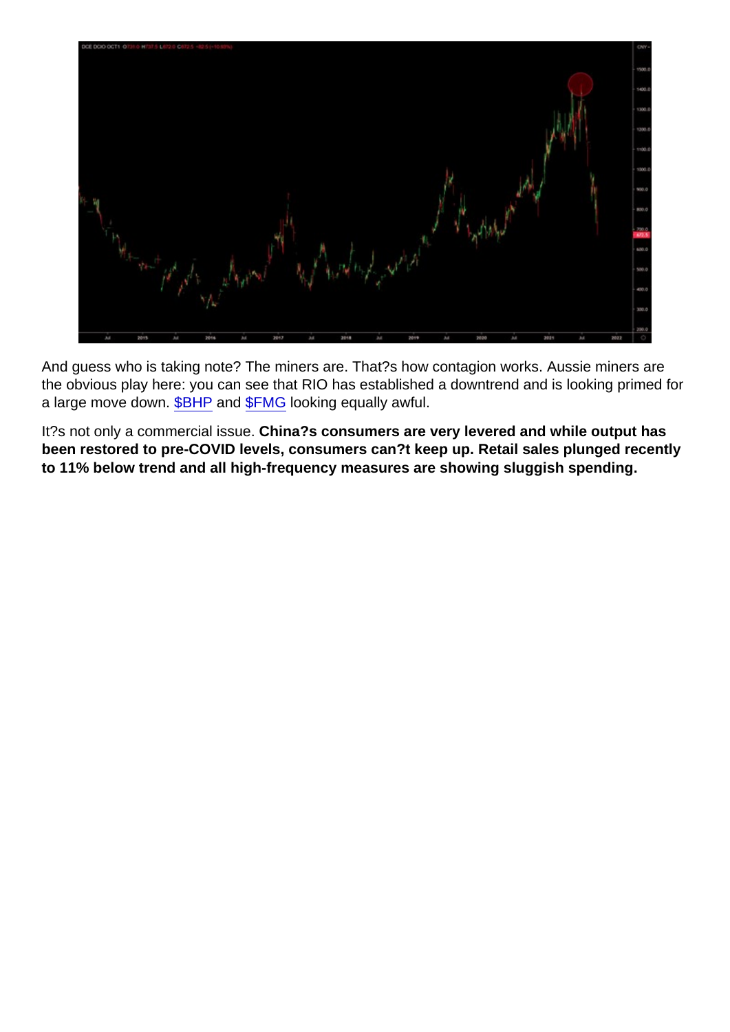And guess who is taking note? The miners are. That?s how contagion works. Aussie miners are the obvious play here: you can see that RIO has established a downtrend and is looking primed for a large move down. [$BHP] and [$FMG] looking equally awful.

It?s not only a commercial issue. **China?s consumers are very levered and while output has been restored to pre-COVID levels, consumers can?t keep up. Retail sales plunged recently to 11% below trend and all high-frequency measures are showing sluggish spending.**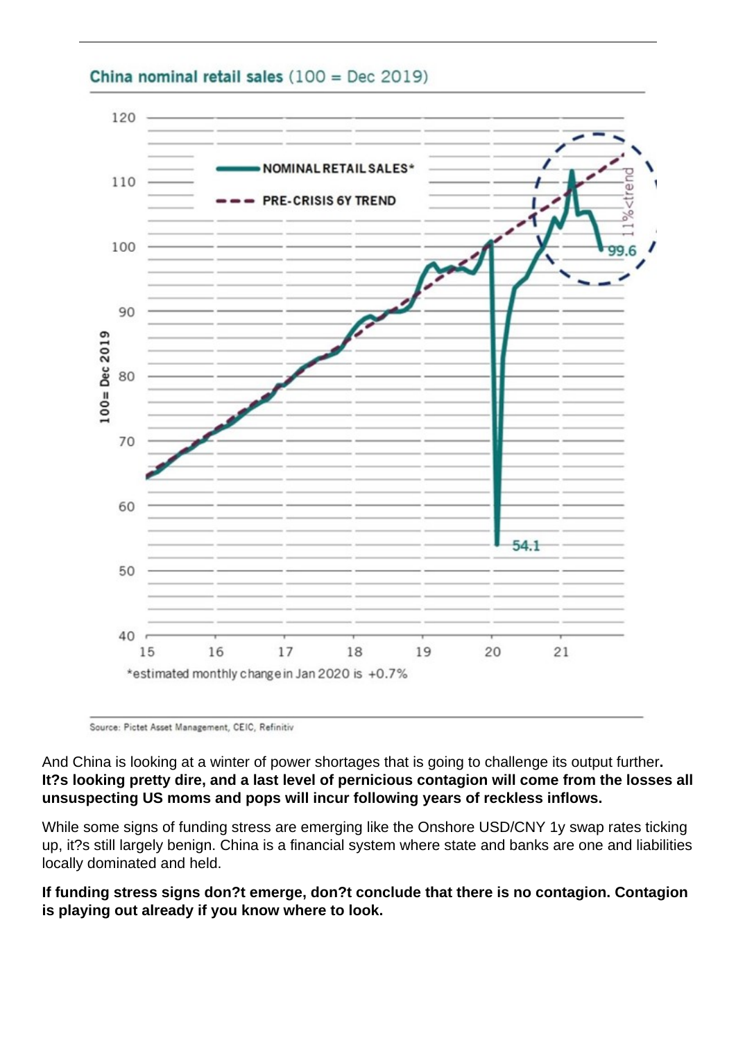China nominal retail sales (100 = Dec 2019)

*estimated monthly change in Jan 2020 is +0.7%

Source: Pictet Asset Management, CEIC, Refinitiv

And China is looking at a winter of power shortages that is going to challenge its output further**. It?s looking pretty dire, and a last level of pernicious contagion will come from the losses all unsuspecting US moms and pops will incur following years of reckless inflows.**

While some signs of funding stress are emerging like the Onshore USD/CNY 1y swap rates ticking up, it?s still largely benign. China is a financial system where state and banks are one and liabilities locally dominated and held.

**If funding stress signs don?t emerge, don?t conclude that there is no contagion. Contagion is playing out already if you know where to look.**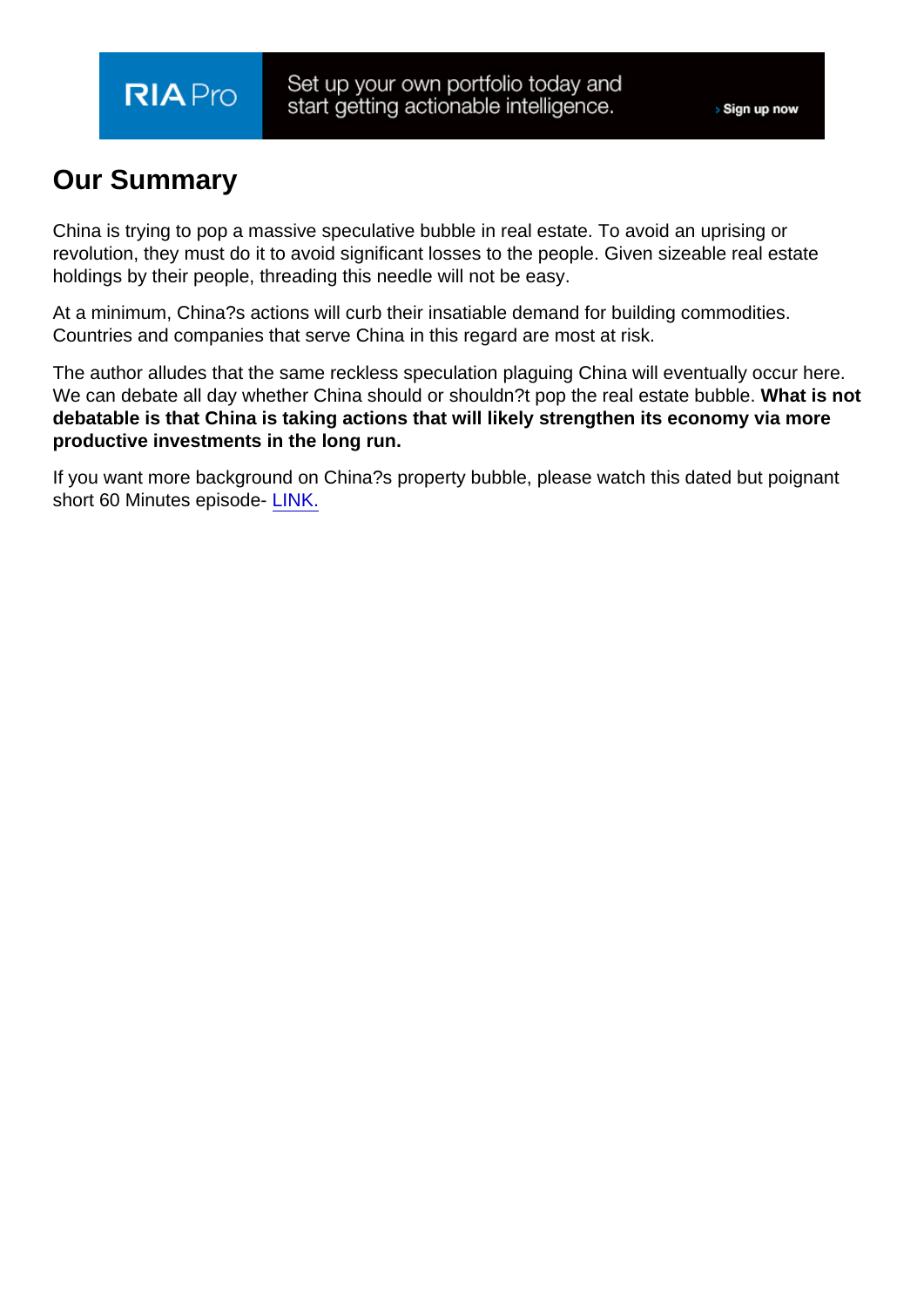## Our Summary

China is trying to pop a massive speculative bubble in real estate. To avoid an uprising or revolution, they must do it to avoid significant losses to the people. Given sizeable real estate holdings by their people, threading this needle will not be easy.

At a minimum, China?s actions will curb their insatiable demand for building commodities. Countries and companies that serve China in this regard are most at risk.

The author alludes that the same reckless speculation plaguing China will eventually occur here. We can debate all day whether China should or shouldn?t pop the real estate bubble. **What is not debatable is that China is taking actions that will likely strengthen its economy via more productive investments in the long run.**

If you want more background on China?s property bubble, please watch this dated but poignant short 60 Minutes episode- LINK.